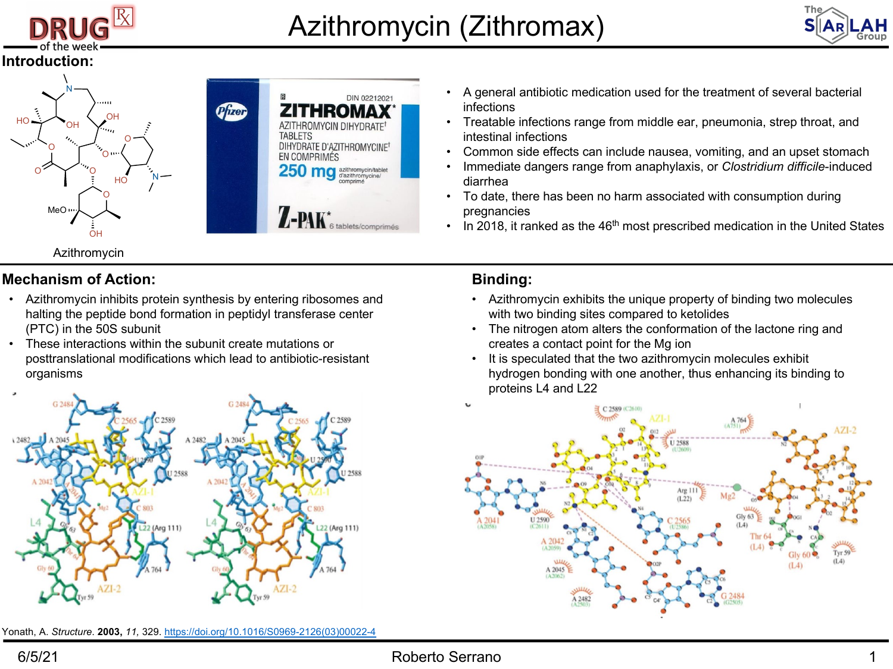# Azithromycin (Zithromax)

## Introduction:

Azithromycin

- A general antibiotic medication used for the treatment of several bacterial infections
- Treatable infections range from middle ear, pneumonia, strep throat, and intestinal infections
- Common side effects can include nausea, vomiting, and an upset stomach
- Immediate dangers range from anaphylaxis, or *Clostridium difficile*-induced diarrhea
- To date, there has been no harm associated with consumption during pregnancies
- In 2018, it ranked as the 46th most prescribed medication in the United States

## Mechanism of Action:

- Azithromycin inhibits protein synthesis by entering ribosomes and halting the peptide bond formation in peptidyl transferase center (PTC) in the 50S subunit
- These interactions within the subunit create mutations or posttranslational modifications which lead to antibiotic-resistant organisms

## Binding:

- Azithromycin exhibits the unique property of binding two molecules with two binding sites compared to ketolides
- The nitrogen atom alters the conformation of the lactone ring and creates a contact point for the Mg ion
- It is speculated that the two azithromycin molecules exhibit hydrogen bonding with one another, thus enhancing its binding to proteins L4 and L22

Yonath, A. *Structure*. **2003**, *11*, 329. https://doi.org/10.1016/S0969-2126(03)00022-4

6/5/21 Roberto Serrano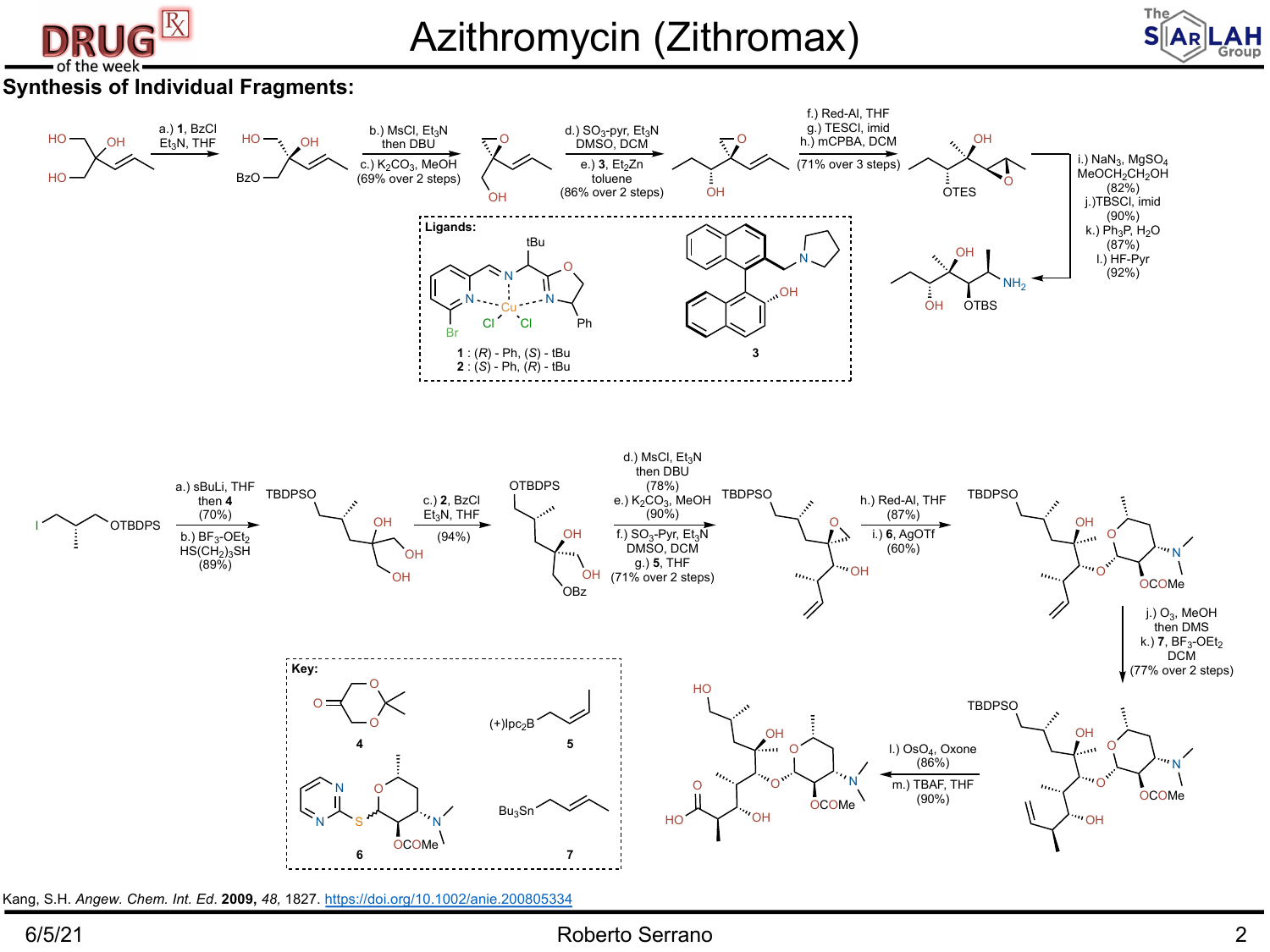# Azithromycin (Zithromax)

## Synthesis of Individual Fragments:

a.) **1**, BzCl, $Et_3N$, THF

b.) MsCl, $Et_3N$ then DBU

c.) $K_2CO_3$, MeOH (69% over 2 steps)

d.) $SO_3$-pyr, $Et_3N$, DMSO, DCM

e.) **3**, $Et_2Zn$, toluene (86% over 2 steps)

f.) Red-Al, THF

g.) TESCl, imid

h.) mCPBA, DCM (71% over 3 steps)

i.) $NaN_3$, $MgSO_4$, $MeOCH_2CH_2OH$ (82%)

j.) TBSCl, imid (90%)

k.) $Ph_3P$, $H_2O$ (87%)

l.) HF-Pyr (92%)

**Ligands:**

**1** : (*R*) - Ph, (*S*) - tBu

**2** : (*S*) - Ph, (*R*) - tBu

**3**

a.) sBuLi, THF then **4** (70%)

b.) $BF_3$-$OEt_2$, $HS(CH_2)_3SH$ (89%)

c.) **2**, BzCl, $Et_3N$, THF (94%)

d.) MsCl, $Et_3N$ then DBU (78%)

e.) $K_2CO_3$, MeOH (90%)

f.) $SO_3$-Pyr, $Et_3N$, DMSO, DCM

g.) **5**, THF (71% over 2 steps)

h.) Red-Al, THF (87%)

i.) **6**, AgOTf (60%)

j.) $O_3$, MeOH then DMS

k.) **7**, $BF_3$-$OEt_2$, DCM (77% over 2 steps)

l.) $OsO_4$, Oxone (86%)

m.) TBAF, THF (90%)

**Key:**

**4** **5** **6** **7**

Kang, S.H. *Angew. Chem. Int. Ed.* **2009,** *48,* 1827. https://doi.org/10.1002/anie.200805334

6/5/21 Roberto Serrano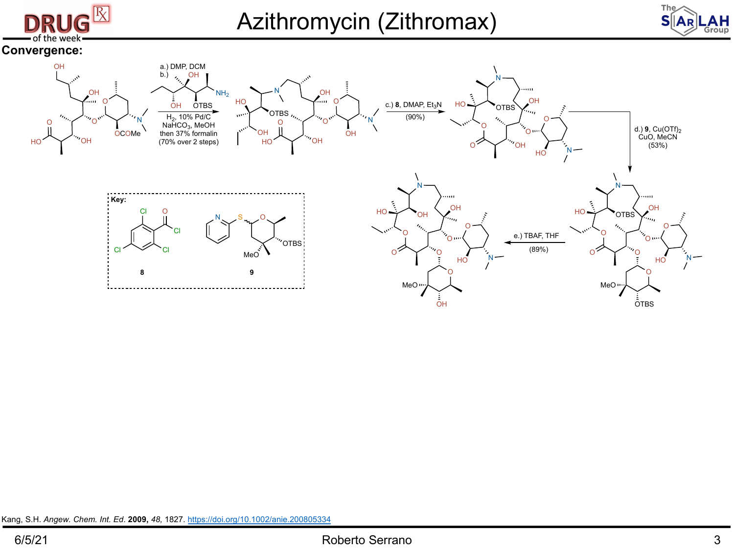# Azithromycin (Zithromax)

**Convergence:**

a.) DMP, DCM
b.) [amine fragment with OH, OTBS, $NH_2$]
$H_2$, 10% Pd/C
$NaHCO_3$, MeOH
then 37% formalin
(70% over 2 steps)

c.) **8**, DMAP, $Et_3N$
(90%)

d.) **9**, $Cu(OTf)_2$
CuO, MeCN
(53%)

e.) TBAF, THF
(89%)

**Key:**

**8**

**9**

Kang, S.H. *Angew. Chem. Int. Ed.* **2009,** *48,* 1827. https://doi.org/10.1002/anie.200805334

6/5/21

Roberto Serrano